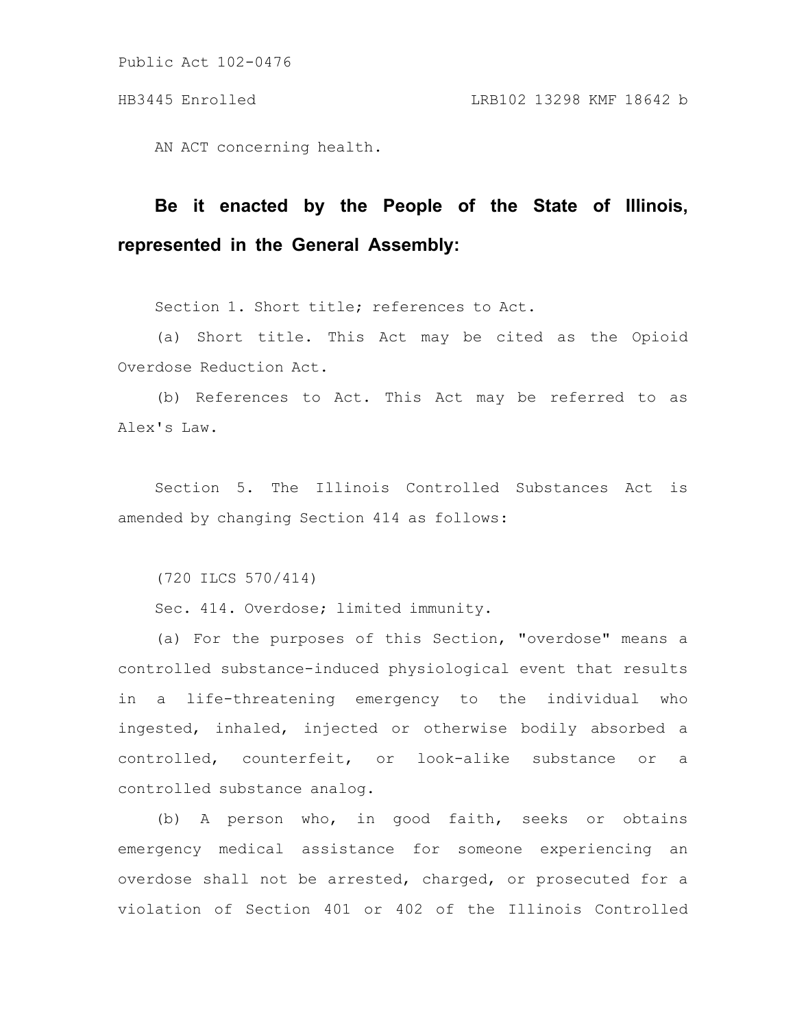Public Act 102-0476

HB3445 Enrolled LRB102 13298 KMF 18642 b

AN ACT concerning health.

**Be it enacted by the People of the State of Illinois, represented in the General Assembly:**

Section 1. Short title; references to Act.

(a) Short title. This Act may be cited as the Opioid Overdose Reduction Act.

(b) References to Act. This Act may be referred to as Alex's Law.

Section 5. The Illinois Controlled Substances Act is amended by changing Section 414 as follows:

(720 ILCS 570/414)

Sec. 414. Overdose; limited immunity.

(a) For the purposes of this Section, "overdose" means a controlled substance-induced physiological event that results in a life-threatening emergency to the individual who ingested, inhaled, injected or otherwise bodily absorbed a controlled, counterfeit, or look-alike substance or a controlled substance analog.

(b) A person who, in good faith, seeks or obtains emergency medical assistance for someone experiencing an overdose shall not be arrested, charged, or prosecuted for a violation of Section 401 or 402 of the Illinois Controlled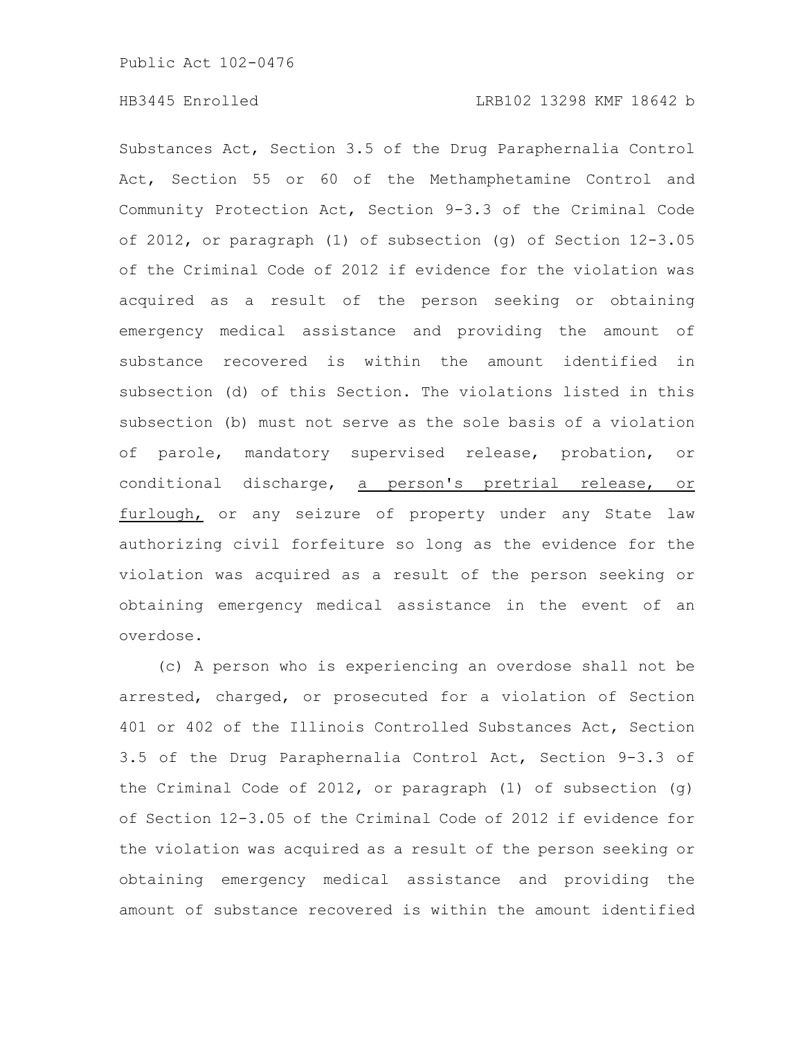Substances Act, Section 3.5 of the Drug Paraphernalia Control Act, Section 55 or 60 of the Methamphetamine Control and Community Protection Act, Section 9-3.3 of the Criminal Code of 2012, or paragraph (1) of subsection (g) of Section 12-3.05 of the Criminal Code of 2012 if evidence for the violation was acquired as a result of the person seeking or obtaining emergency medical assistance and providing the amount of substance recovered is within the amount identified in subsection (d) of this Section. The violations listed in this subsection (b) must not serve as the sole basis of a violation of parole, mandatory supervised release, probation, or conditional discharge, a person's pretrial release, or furlough, or any seizure of property under any State law authorizing civil forfeiture so long as the evidence for the violation was acquired as a result of the person seeking or obtaining emergency medical assistance in the event of an overdose.

(c) A person who is experiencing an overdose shall not be arrested, charged, or prosecuted for a violation of Section 401 or 402 of the Illinois Controlled Substances Act, Section 3.5 of the Drug Paraphernalia Control Act, Section 9-3.3 of the Criminal Code of 2012, or paragraph (1) of subsection (g) of Section 12-3.05 of the Criminal Code of 2012 if evidence for the violation was acquired as a result of the person seeking or obtaining emergency medical assistance and providing the amount of substance recovered is within the amount identified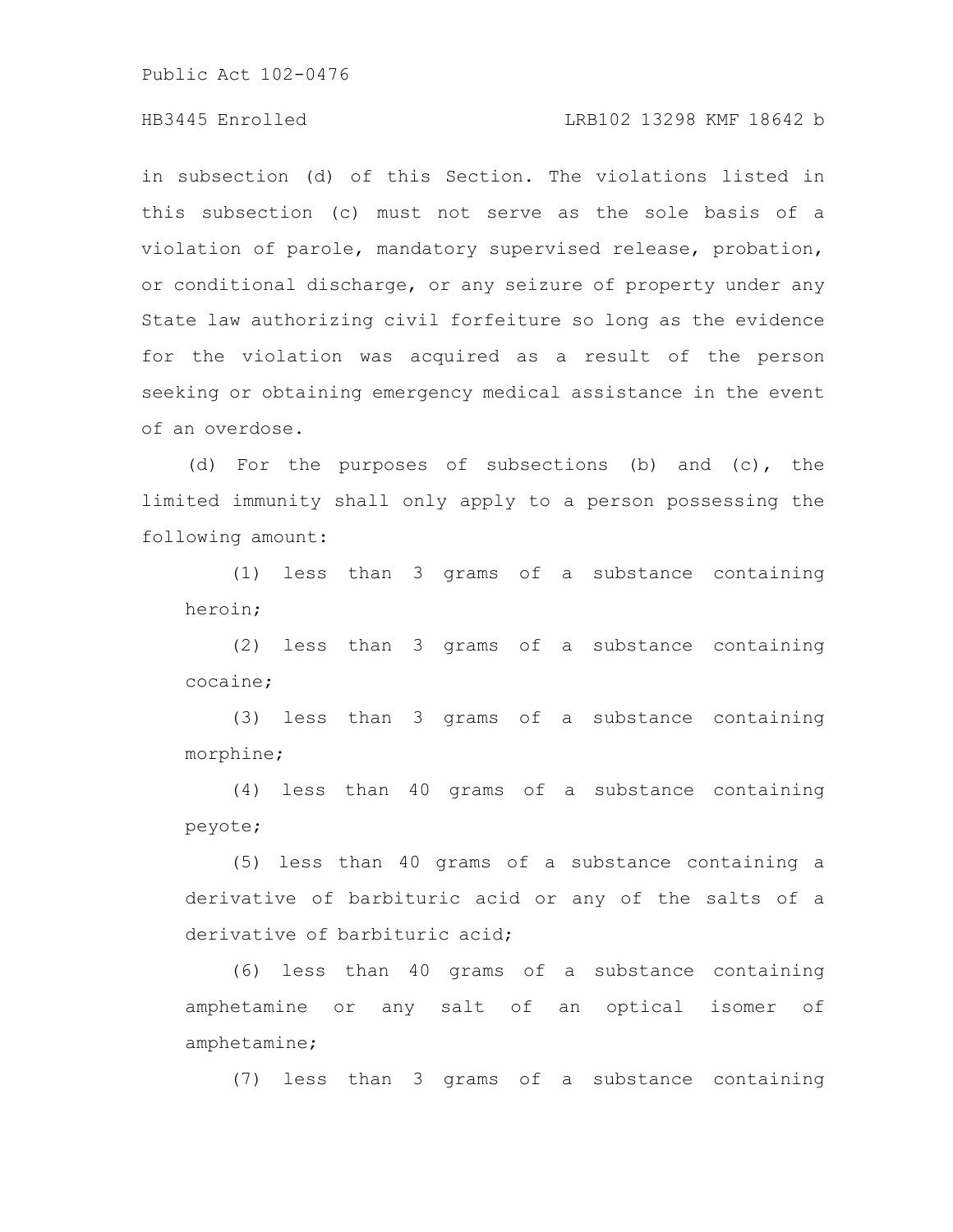in subsection (d) of this Section. The violations listed in this subsection (c) must not serve as the sole basis of a violation of parole, mandatory supervised release, probation, or conditional discharge, or any seizure of property under any State law authorizing civil forfeiture so long as the evidence for the violation was acquired as a result of the person seeking or obtaining emergency medical assistance in the event of an overdose.

(d) For the purposes of subsections (b) and (c), the limited immunity shall only apply to a person possessing the following amount:

(1) less than 3 grams of a substance containing heroin;

(2) less than 3 grams of a substance containing cocaine;

(3) less than 3 grams of a substance containing morphine;

(4) less than 40 grams of a substance containing peyote;

(5) less than 40 grams of a substance containing a derivative of barbituric acid or any of the salts of a derivative of barbituric acid;

(6) less than 40 grams of a substance containing amphetamine or any salt of an optical isomer of amphetamine;

(7) less than 3 grams of a substance containing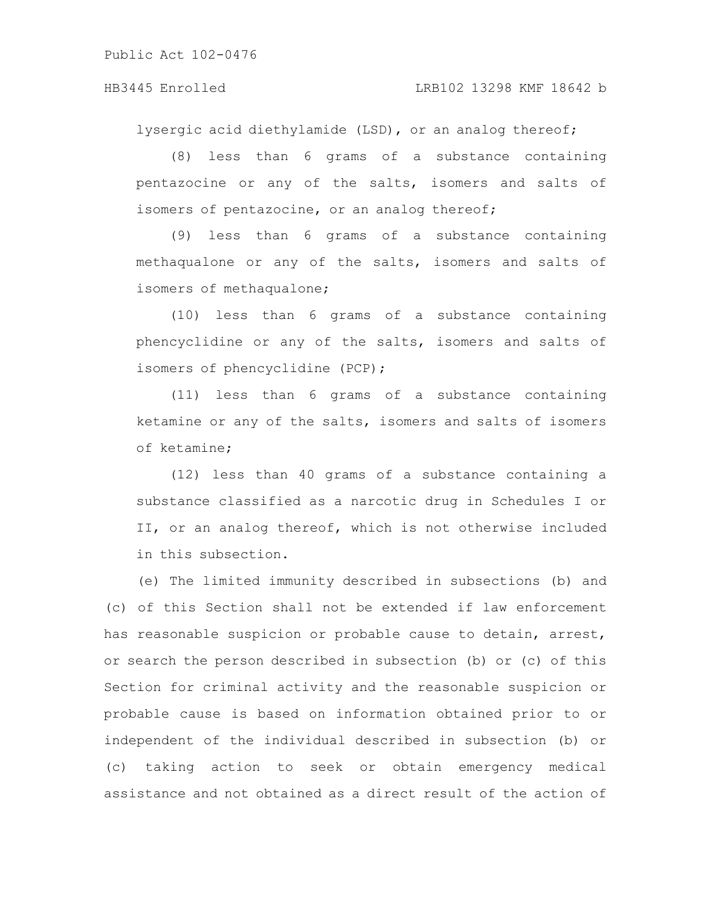lysergic acid diethylamide (LSD), or an analog thereof;

(8) less than 6 grams of a substance containing pentazocine or any of the salts, isomers and salts of isomers of pentazocine, or an analog thereof;

(9) less than 6 grams of a substance containing methaqualone or any of the salts, isomers and salts of isomers of methaqualone;

(10) less than 6 grams of a substance containing phencyclidine or any of the salts, isomers and salts of isomers of phencyclidine (PCP);

(11) less than 6 grams of a substance containing ketamine or any of the salts, isomers and salts of isomers of ketamine;

(12) less than 40 grams of a substance containing a substance classified as a narcotic drug in Schedules I or II, or an analog thereof, which is not otherwise included in this subsection.

(e) The limited immunity described in subsections (b) and (c) of this Section shall not be extended if law enforcement has reasonable suspicion or probable cause to detain, arrest, or search the person described in subsection (b) or (c) of this Section for criminal activity and the reasonable suspicion or probable cause is based on information obtained prior to or independent of the individual described in subsection (b) or (c) taking action to seek or obtain emergency medical assistance and not obtained as a direct result of the action of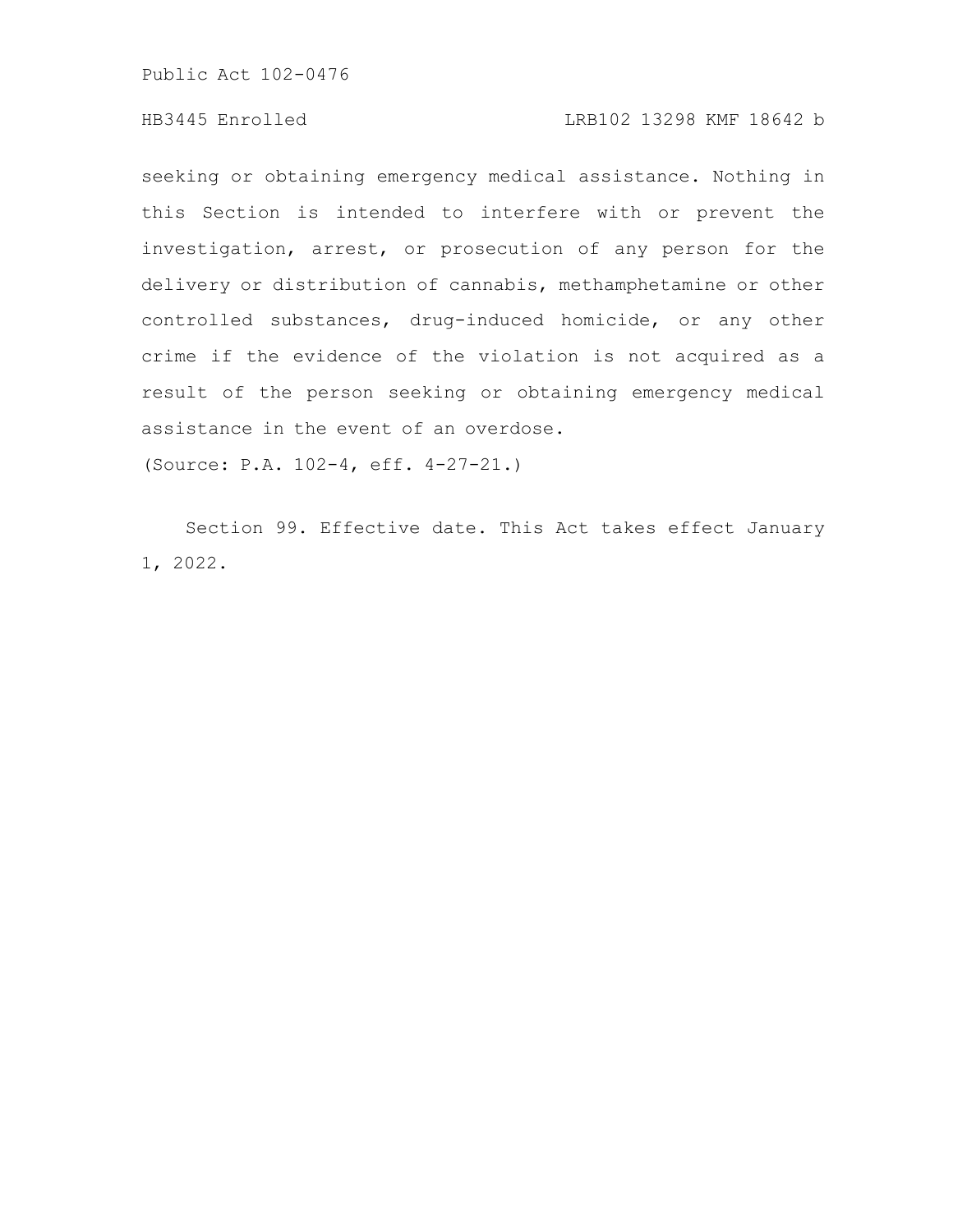seeking or obtaining emergency medical assistance. Nothing in this Section is intended to interfere with or prevent the investigation, arrest, or prosecution of any person for the delivery or distribution of cannabis, methamphetamine or other controlled substances, drug-induced homicide, or any other crime if the evidence of the violation is not acquired as a result of the person seeking or obtaining emergency medical assistance in the event of an overdose.

(Source: P.A. 102-4, eff. 4-27-21.)

Section 99. Effective date. This Act takes effect January 1, 2022.